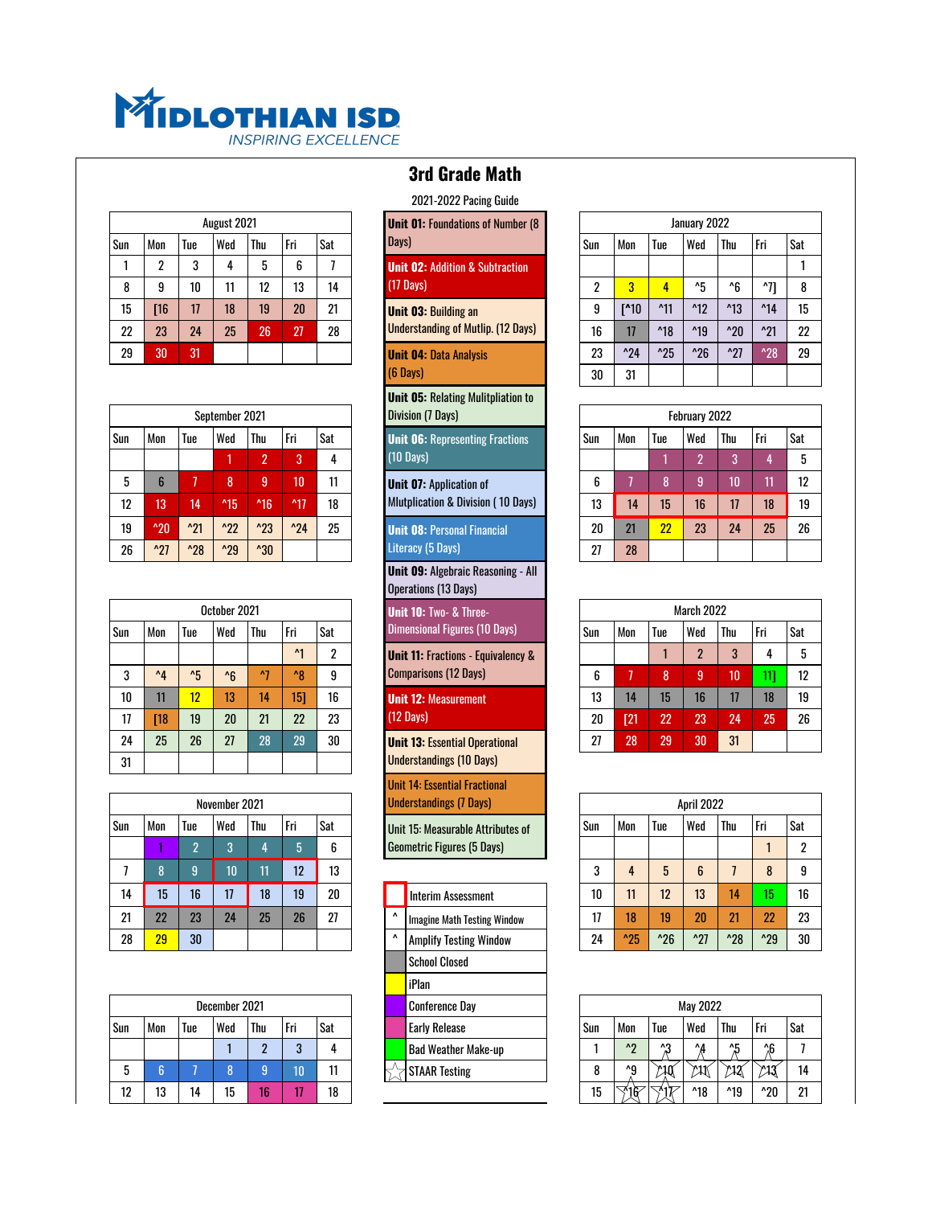# MIDLOTHIAN ISD

*INSPIRING EXCELLENCE*

## 3rd Grade Math

2021-2022 Pacing Guide

| August 2021 | | | | | | |
|---|---|---|---|---|---|---|
| Sun | Mon | Tue | Wed | Thu | Fri | Sat |
| 1 | 2 | 3 | 4 | 5 | 6 | 7 |
| 8 | 9 | 10 | 11 | 12 | 13 | 14 |
| 15 | [16 | 17 | 18 | 19 | 20 | 21 |
| 22 | 23 | 24 | 25 | 26 | 27 | 28 |
| 29 | 30 | 31 | | | | |

| September 2021 | | | | | | |
|---|---|---|---|---|---|---|
| Sun | Mon | Tue | Wed | Thu | Fri | Sat |
| | | | 1 | 2 | 3 | 4 |
| 5 | 6 | 7 | 8 | 9 | 10 | 11 |
| 12 | 13 | 14 | ^15 | ^16 | ^17 | 18 |
| 19 | ^20 | ^21 | ^22 | ^23 | ^24 | 25 |
| 26 | ^27 | ^28 | ^29 | ^30 | | |

| October 2021 | | | | | | |
|---|---|---|---|---|---|---|
| Sun | Mon | Tue | Wed | Thu | Fri | Sat |
| | | | | | ^1 | 2 |
| 3 | ^4 | ^5 | ^6 | ^7 | ^8 | 9 |
| 10 | 11 | 12 | 13 | 14 | 15] | 16 |
| 17 | [18 | 19 | 20 | 21 | 22 | 23 |
| 24 | 25 | 26 | 27 | 28 | 29 | 30 |
| 31 | | | | | | |

| November 2021 | | | | | | |
|---|---|---|---|---|---|---|
| Sun | Mon | Tue | Wed | Thu | Fri | Sat |
| | 1 | 2 | 3 | 4 | 5 | 6 |
| 7 | 8 | 9 | 10 | 11 | 12 | 13 |
| 14 | 15 | 16 | 17 | 18 | 19 | 20 |
| 21 | 22 | 23 | 24 | 25 | 26 | 27 |
| 28 | 29 | 30 | | | | |

| December 2021 | | | | | | |
|---|---|---|---|---|---|---|
| Sun | Mon | Tue | Wed | Thu | Fri | Sat |
| | | | 1 | 2 | 3 | 4 |
| 5 | 6 | 7 | 8 | 9 | 10 | 11 |
| 12 | 13 | 14 | 15 | 16 | 17 | 18 |

| Units |
|---|
| **Unit 01:** Foundations of Number (8 Days) |
| **Unit 02:** Addition & Subtraction (17 Days) |
| **Unit 03:** Building an Understanding of Mutlip. (12 Days) |
| **Unit 04:** Data Analysis (6 Days) |
| **Unit 05:** Relating Mulitpliation to Division (7 Days) |
| **Unit 06:** Representing Fractions (10 Days) |
| **Unit 07:** Application of Mutplication & Division ( 10 Days) |
| **Unit 08:** Personal Financial Literacy (5 Days) |
| **Unit 09:** Algebraic Reasoning - All Operations (13 Days) |
| **Unit 10:** Two- & Three-Dimensional Figures (10 Days) |
| **Unit 11:** Fractions - Equivalency & Comparisons (12 Days) |
| **Unit 12:** Measurement (12 Days) |
| **Unit 13:** Essential Operational Understandings (10 Days) |
| Unit 14: Essential Fractional Understandings (7 Days) |
| Unit 15: Measurable Attributes of Geometric Figures (5 Days) |

| Key | |
|---|---|
| (red box) | Interim Assessment |
| ^ | Imagine Math Testing Window |
| ^ | Amplify Testing Window |
| (gray) | School Closed |
| (yellow) | iPlan |
| (purple) | Conference Day |
| (pink) | Early Release |
| (green) | Bad Weather Make-up |
| ☆ | STAAR Testing |

| January 2022 | | | | | | |
|---|---|---|---|---|---|---|
| Sun | Mon | Tue | Wed | Thu | Fri | Sat |
| | | | | | | 1 |
| 2 | 3 | 4 | ^5 | ^6 | ^7] | 8 |
| 9 | [^10 | ^11 | ^12 | ^13 | ^14 | 15 |
| 16 | 17 | ^18 | ^19 | ^20 | ^21 | 22 |
| 23 | ^24 | ^25 | ^26 | ^27 | ^28 | 29 |
| 30 | 31 | | | | | |

| February 2022 | | | | | | |
|---|---|---|---|---|---|---|
| Sun | Mon | Tue | Wed | Thu | Fri | Sat |
| | | 1 | 2 | 3 | 4 | 5 |
| 6 | 7 | 8 | 9 | 10 | 11 | 12 |
| 13 | 14 | 15 | 16 | 17 | 18 | 19 |
| 20 | 21 | 22 | 23 | 24 | 25 | 26 |
| 27 | 28 | | | | | |

| March 2022 | | | | | | |
|---|---|---|---|---|---|---|
| Sun | Mon | Tue | Wed | Thu | Fri | Sat |
| | | 1 | 2 | 3 | 4 | 5 |
| 6 | 7 | 8 | 9 | 10 | 11] | 12 |
| 13 | 14 | 15 | 16 | 17 | 18 | 19 |
| 20 | [21 | 22 | 23 | 24 | 25 | 26 |
| 27 | 28 | 29 | 30 | 31 | | |

| April 2022 | | | | | | |
|---|---|---|---|---|---|---|
| Sun | Mon | Tue | Wed | Thu | Fri | Sat |
| | | | | | 1 | 2 |
| 3 | 4 | 5 | 6 | 7 | 8 | 9 |
| 10 | 11 | 12 | 13 | 14 | 15 | 16 |
| 17 | 18 | 19 | 20 | 21 | 22 | 23 |
| 24 | ^25 | ^26 | ^27 | ^28 | ^29 | 30 |

| May 2022 | | | | | | |
|---|---|---|---|---|---|---|
| Sun | Mon | Tue | Wed | Thu | Fri | Sat |
| 1 | ^2 | ^3 | ^4 | ^5 | ^6 | 7 |
| 8 | ^9 | ^10 ☆ | ^11 ☆ | ^12 ☆ | ^13 ☆ | 14 |
| 15 | ^16 ☆ | ^17 ☆ | ^18 | ^19 | ^20 | 21 |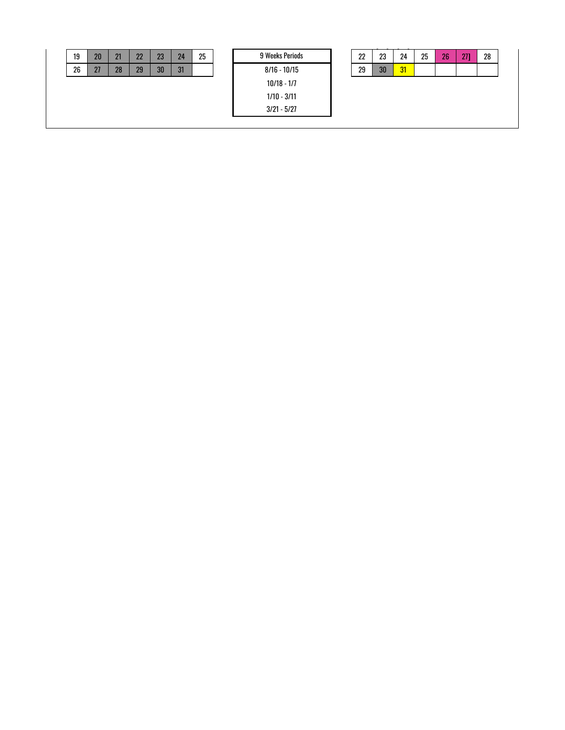| | | | | | | |
|---|---|---|---|---|---|---|
| 19 | 20 | 21 | 22 | 23 | 24 | 25 |
| 26 | 27 | 28 | 29 | 30 | 31 | |

| 9 Weeks Periods |
|---|
| 8/16 - 10/15 |
| 10/18 - 1/7 |
| 1/10 - 3/11 |
| 3/21 - 5/27 |

| | | | | | | |
|---|---|---|---|---|---|---|
| 22 | 23 | 24 | 25 | 26 | 27] | 28 |
| 29 | 30 | 31 | | | | |